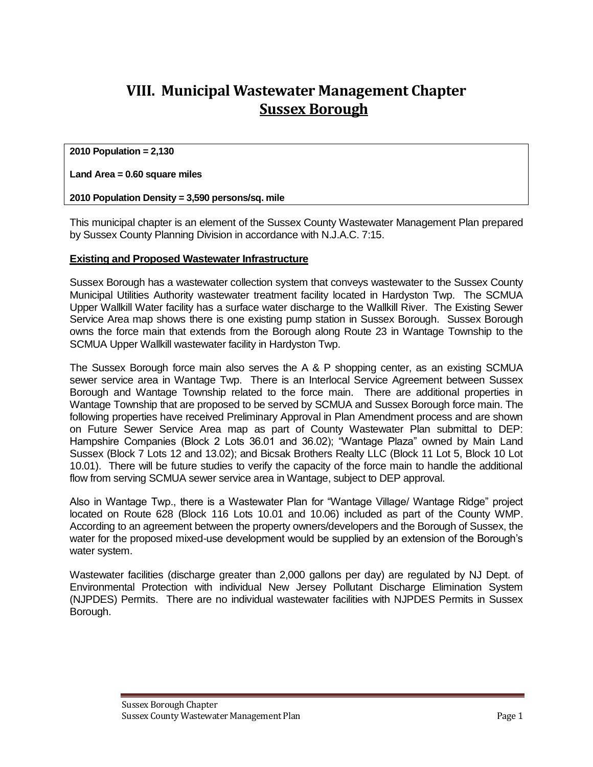# VIII. Municipal Wastewater Management Chapter

## Sussex Borough

**2010 Population = 2,130**

**Land Area = 0.60 square miles**

**2010 Population Density = 3,590 persons/sq. mile**

This municipal chapter is an element of the Sussex County Wastewater Management Plan prepared by Sussex County Planning Division in accordance with N.J.A.C. 7:15.

### Existing and Proposed Wastewater Infrastructure

Sussex Borough has a wastewater collection system that conveys wastewater to the Sussex County Municipal Utilities Authority wastewater treatment facility located in Hardyston Twp. The SCMUA Upper Wallkill Water facility has a surface water discharge to the Wallkill River. The Existing Sewer Service Area map shows there is one existing pump station in Sussex Borough. Sussex Borough owns the force main that extends from the Borough along Route 23 in Wantage Township to the SCMUA Upper Wallkill wastewater facility in Hardyston Twp.

The Sussex Borough force main also serves the A & P shopping center, as an existing SCMUA sewer service area in Wantage Twp. There is an Interlocal Service Agreement between Sussex Borough and Wantage Township related to the force main. There are additional properties in Wantage Township that are proposed to be served by SCMUA and Sussex Borough force main. The following properties have received Preliminary Approval in Plan Amendment process and are shown on Future Sewer Service Area map as part of County Wastewater Plan submittal to DEP: Hampshire Companies (Block 2 Lots 36.01 and 36.02); "Wantage Plaza" owned by Main Land Sussex (Block 7 Lots 12 and 13.02); and Bicsak Brothers Realty LLC (Block 11 Lot 5, Block 10 Lot 10.01). There will be future studies to verify the capacity of the force main to handle the additional flow from serving SCMUA sewer service area in Wantage, subject to DEP approval.

Also in Wantage Twp., there is a Wastewater Plan for "Wantage Village/ Wantage Ridge" project located on Route 628 (Block 116 Lots 10.01 and 10.06) included as part of the County WMP. According to an agreement between the property owners/developers and the Borough of Sussex, the water for the proposed mixed-use development would be supplied by an extension of the Borough's water system.

Wastewater facilities (discharge greater than 2,000 gallons per day) are regulated by NJ Dept. of Environmental Protection with individual New Jersey Pollutant Discharge Elimination System (NJPDES) Permits. There are no individual wastewater facilities with NJPDES Permits in Sussex Borough.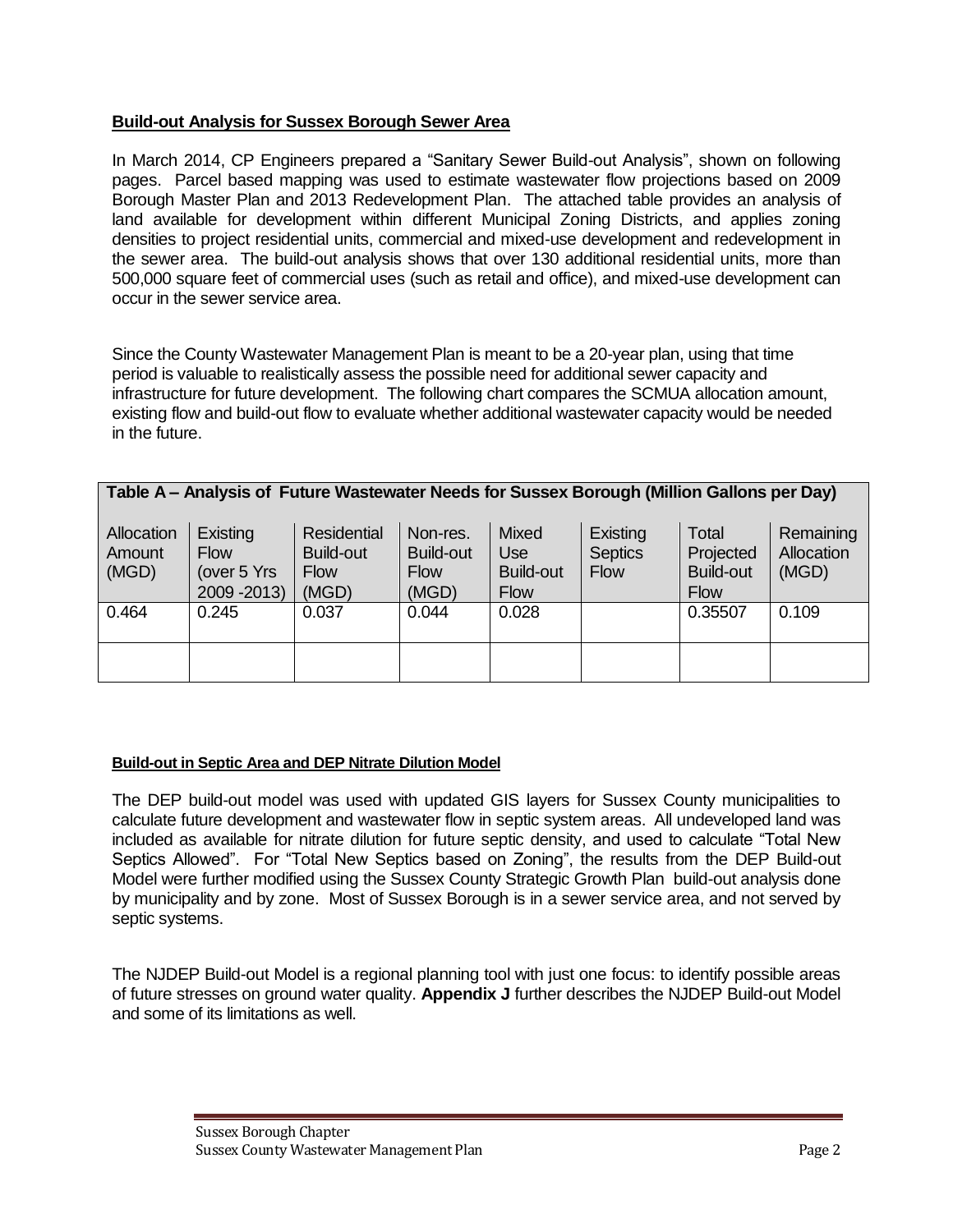## Build-out Analysis for Sussex Borough Sewer Area

In March 2014, CP Engineers prepared a "Sanitary Sewer Build-out Analysis", shown on following pages. Parcel based mapping was used to estimate wastewater flow projections based on 2009 Borough Master Plan and 2013 Redevelopment Plan. The attached table provides an analysis of land available for development within different Municipal Zoning Districts, and applies zoning densities to project residential units, commercial and mixed-use development and redevelopment in the sewer area. The build-out analysis shows that over 130 additional residential units, more than 500,000 square feet of commercial uses (such as retail and office), and mixed-use development can occur in the sewer service area.

Since the County Wastewater Management Plan is meant to be a 20-year plan, using that time period is valuable to realistically assess the possible need for additional sewer capacity and infrastructure for future development. The following chart compares the SCMUA allocation amount, existing flow and build-out flow to evaluate whether additional wastewater capacity would be needed in the future.

**Table A – Analysis of Future Wastewater Needs for Sussex Borough (Million Gallons per Day)**

| Allocation Amount (MGD) | Existing Flow (over 5 Yrs 2009 -2013) | Residential Build-out Flow (MGD) | Non-res. Build-out Flow (MGD) | Mixed Use Build-out Flow | Existing Septics Flow | Total Projected Build-out Flow | Remaining Allocation (MGD) |
|---|---|---|---|---|---|---|---|
| 0.464 | 0.245 | 0.037 | 0.044 | 0.028 | | 0.35507 | 0.109 |
| | | | | | | | |

### Build-out in Septic Area and DEP Nitrate Dilution Model

The DEP build-out model was used with updated GIS layers for Sussex County municipalities to calculate future development and wastewater flow in septic system areas. All undeveloped land was included as available for nitrate dilution for future septic density, and used to calculate "Total New Septics Allowed". For "Total New Septics based on Zoning", the results from the DEP Build-out Model were further modified using the Sussex County Strategic Growth Plan build-out analysis done by municipality and by zone. Most of Sussex Borough is in a sewer service area, and not served by septic systems.

The NJDEP Build-out Model is a regional planning tool with just one focus: to identify possible areas of future stresses on ground water quality. **Appendix J** further describes the NJDEP Build-out Model and some of its limitations as well.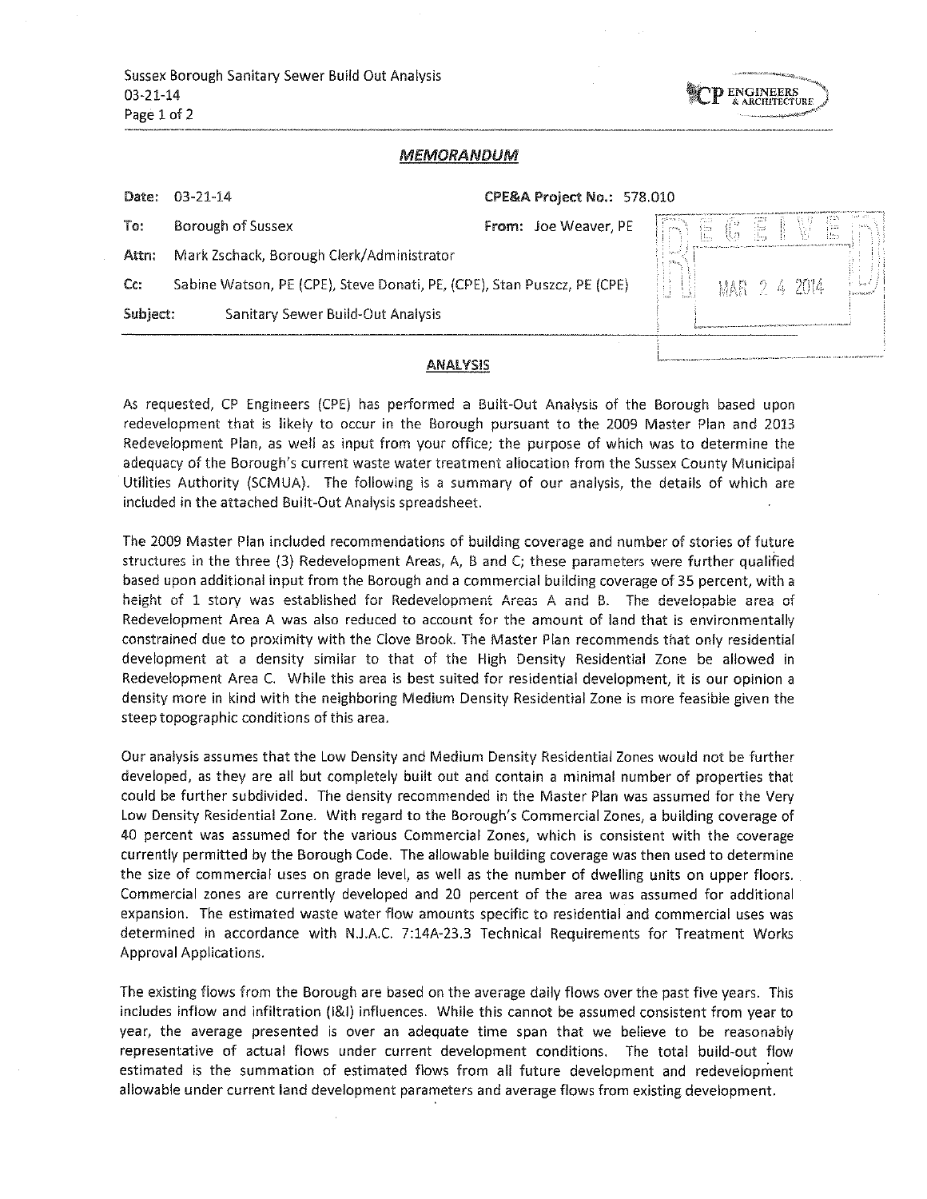## *MEMORANDUM*

| | | | |
|---|---|---|---|
| **Date:** | 03-21-14 | **CPE&A Project No.:** | 578.010 |
| **To:** | Borough of Sussex | **From:** | Joe Weaver, PE |
| **Attn:** | Mark Zschack, Borough Clerk/Administrator | | |
| **Cc:** | Sabine Watson, PE (CPE), Steve Donati, PE, (CPE), Stan Puszcz, PE (CPE) | | |
| **Subject:** | Sanitary Sewer Build-Out Analysis | | |

RECEIVED MAR 24 2014

### ANALYSIS

As requested, CP Engineers (CPE) has performed a Built-Out Analysis of the Borough based upon redevelopment that is likely to occur in the Borough pursuant to the 2009 Master Plan and 2013 Redevelopment Plan, as well as input from your office; the purpose of which was to determine the adequacy of the Borough's current waste water treatment allocation from the Sussex County Municipal Utilities Authority (SCMUA). The following is a summary of our analysis, the details of which are included in the attached Built-Out Analysis spreadsheet.

The 2009 Master Plan included recommendations of building coverage and number of stories of future structures in the three (3) Redevelopment Areas, A, B and C; these parameters were further qualified based upon additional input from the Borough and a commercial building coverage of 35 percent, with a height of 1 story was established for Redevelopment Areas A and B. The developable area of Redevelopment Area A was also reduced to account for the amount of land that is environmentally constrained due to proximity with the Clove Brook. The Master Plan recommends that only residential development at a density similar to that of the High Density Residential Zone be allowed in Redevelopment Area C. While this area is best suited for residential development, it is our opinion a density more in kind with the neighboring Medium Density Residential Zone is more feasible given the steep topographic conditions of this area.

Our analysis assumes that the Low Density and Medium Density Residential Zones would not be further developed, as they are all but completely built out and contain a minimal number of properties that could be further subdivided. The density recommended in the Master Plan was assumed for the Very Low Density Residential Zone. With regard to the Borough's Commercial Zones, a building coverage of 40 percent was assumed for the various Commercial Zones, which is consistent with the coverage currently permitted by the Borough Code. The allowable building coverage was then used to determine the size of commercial uses on grade level, as well as the number of dwelling units on upper floors. Commercial zones are currently developed and 20 percent of the area was assumed for additional expansion. The estimated waste water flow amounts specific to residential and commercial uses was determined in accordance with N.J.A.C. 7:14A-23.3 Technical Requirements for Treatment Works Approval Applications.

The existing flows from the Borough are based on the average daily flows over the past five years. This includes inflow and infiltration (I&I) influences. While this cannot be assumed consistent from year to year, the average presented is over an adequate time span that we believe to be reasonably representative of actual flows under current development conditions. The total build-out flow estimated is the summation of estimated flows from all future development and redevelopment allowable under current land development parameters and average flows from existing development.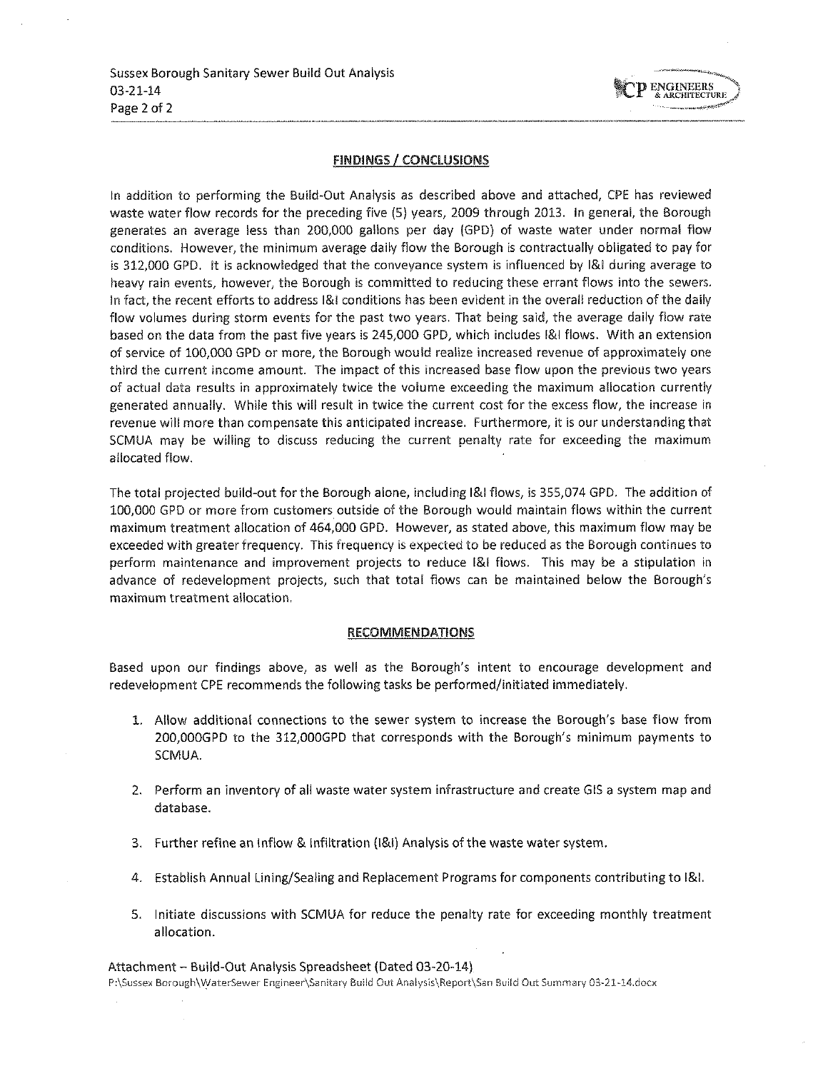## FINDINGS / CONCLUSIONS

In addition to performing the Build-Out Analysis as described above and attached, CPE has reviewed waste water flow records for the preceding five (5) years, 2009 through 2013. In general, the Borough generates an average less than 200,000 gallons per day (GPD) of waste water under normal flow conditions. However, the minimum average daily flow the Borough is contractually obligated to pay for is 312,000 GPD. It is acknowledged that the conveyance system is influenced by I&I during average to heavy rain events, however, the Borough is committed to reducing these errant flows into the sewers. In fact, the recent efforts to address I&I conditions has been evident in the overall reduction of the daily flow volumes during storm events for the past two years. That being said, the average daily flow rate based on the data from the past five years is 245,000 GPD, which includes I&I flows. With an extension of service of 100,000 GPD or more, the Borough would realize increased revenue of approximately one third the current income amount. The impact of this increased base flow upon the previous two years of actual data results in approximately twice the volume exceeding the maximum allocation currently generated annually. While this will result in twice the current cost for the excess flow, the increase in revenue will more than compensate this anticipated increase. Furthermore, it is our understanding that SCMUA may be willing to discuss reducing the current penalty rate for exceeding the maximum allocated flow.

The total projected build-out for the Borough alone, including I&I flows, is 355,074 GPD. The addition of 100,000 GPD or more from customers outside of the Borough would maintain flows within the current maximum treatment allocation of 464,000 GPD. However, as stated above, this maximum flow may be exceeded with greater frequency. This frequency is expected to be reduced as the Borough continues to perform maintenance and improvement projects to reduce I&I flows. This may be a stipulation in advance of redevelopment projects, such that total flows can be maintained below the Borough's maximum treatment allocation.

## RECOMMENDATIONS

Based upon our findings above, as well as the Borough's intent to encourage development and redevelopment CPE recommends the following tasks be performed/initiated immediately.

1. Allow additional connections to the sewer system to increase the Borough's base flow from 200,000GPD to the 312,000GPD that corresponds with the Borough's minimum payments to SCMUA.
2. Perform an inventory of all waste water system infrastructure and create GIS a system map and database.
3. Further refine an Inflow & Infiltration (I&I) Analysis of the waste water system.
4. Establish Annual Lining/Sealing and Replacement Programs for components contributing to I&I.
5. Initiate discussions with SCMUA for reduce the penalty rate for exceeding monthly treatment allocation.

Attachment – Build-Out Analysis Spreadsheet (Dated 03-20-14)

P:\Sussex Borough\WaterSewer Engineer\Sanitary Build Out Analysis\Report\San Build Out Summary 03-21-14.docx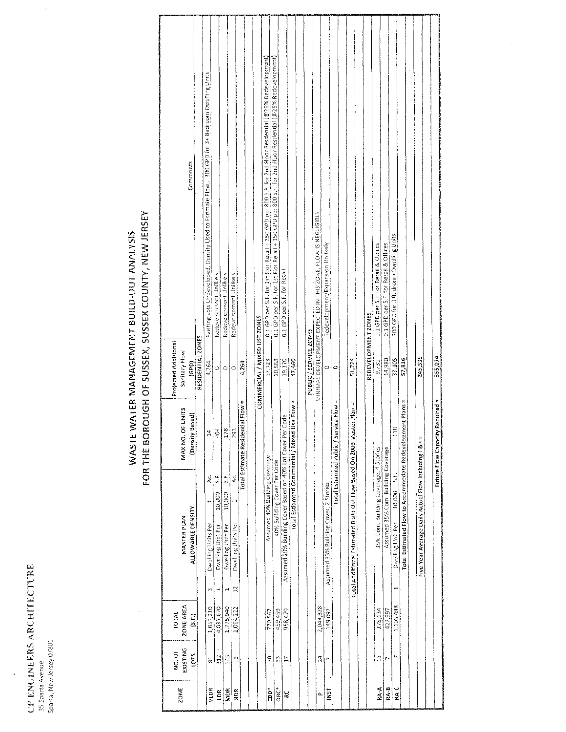CP ENGINEERS ARCHITECTURE
35 Sparta Avenue
Sparta, New Jersey 07871

# WASTE WATER MANAGEMENT BUILD-OUT ANALYSIS
## FOR THE BOROUGH OF SUSSEX, SUSSEX COUNTY, NEW JERSEY

| ZONE | NO. OF EXISTING LOTS | TOTAL ZONE AREA (S.F.) | MASTER PLAN ALLOWABLE DENSITY | | | | MAX NO. OF UNITS (Density Based) | Projected Additional Sanitary Flow (GPD) | Comments |
|---|---|---|---|---|---|---|---|---|---|
| | | | | | | | | RESIDENTIAL ZONES | |
| VLDR | 81 | 1,857,210 | 3 | Dwelling Units Per | 1 | Ac. | 14 | 4,264 | Existing Lots Undeveloped, Density Used to Estimate Flow, 300 GPD for 3+ Bedroom Dwelling Units |
| LDR | 312 | 4,037,670 | 1 | Dwelling Unit Per | 10,000 | S.F. | 404 | 0 | Redevelopment Unlikely |
| MDR | 145 | 1,775,940 | 1 | Dwelling Unit Per | 10,000 | S.F. | 178 | 0 | Redevelopment Unlikely |
| HDR | 11 | 1,064,222 | 12 | Dwelling Units Per | 1 | Ac. | 293 | 0 | Redevelopment Unlikely |
| | | | Total Estimate Residential Flow = | | | | | 4,264 | |
| | | | | | | | | COMMERCIAL / MIXED USE ZONES | |
| CBD* | 80 | 770,567 | Assumed 40% Building Coverage | | | | | 17,723 | 0.1 GPD per S.F. for 1st Flr Retail + 150 GPD per 800 S.F. for 2nd Floor Residential (@25% Redevelopment) |
| ORC* | 33 | 459,459 | 40% Building Cover Per Code | | | | | 10,568 | 0.1 GPD per S.F. for 1st Flor Retail + 150 GPD per 800 S.F. for 2nd Floor Residential (@25% Redevelopment) |
| RC | 17 | 958,479 | Assumed 20% Building Cover Based on 40% Lot Cover Per Code | | | | | 19,170 | 0.1 GPD per S.F. for Retail |
| | | | Total Estimated Commercial / Mixed Use Flow = | | | | | 47,460 | |
| | | | | | | | | PUBLIC / SERVICE ZONES | |
| P | 24 | 2,044,828 | | | | | | MINIMAL DEVELOPMENT EXPECTED IN THIS ZONE, FLOW IS NEGLIGIBLE | |
| INST | 7 | 149,092 | Assumed 33% Building Cover, 2 Stories | | | | | 0 | Redevelopment/Expansion Unlikely |
| | | | Total Estimated Public / Service Flow = | | | | | 0 | |
| | | | Total Additional Estimated Build Out Flow Based On 2009 Master Plan = | | | | | 51,724 | |
| | | | | | | | | REDEVELOPMENT ZONES | |
| RA-A | 11 | 278,034 | 35% Com. Building Coverage, 4 Stories | | | | | 9,731 | 0.1 GPD per S.F. for Retail & Offices |
| RA-B | 7 | 427,997 | Assumed 35% Com. Building Coverage | | | | | 14,980 | 0.1 GPD per S.F. for Retail & Offices |
| RA-C | 17 | 1,103,488 | 1 | Dwelling Unit Per | 10,000 | S.F. | 110 | 33,105 | 300 GPD for 3 Bedroom Dwelling Units |
| | | | Total Estimated Flow to Accommodate Redevelopment Plans = | | | | | 57,816 | |
| | | | Five Year Average Daily Actual Flow Including I & I = | | | | | 245,535 | |
| | | | Future Flow Capacity Required = | | | | | 355,074 | |